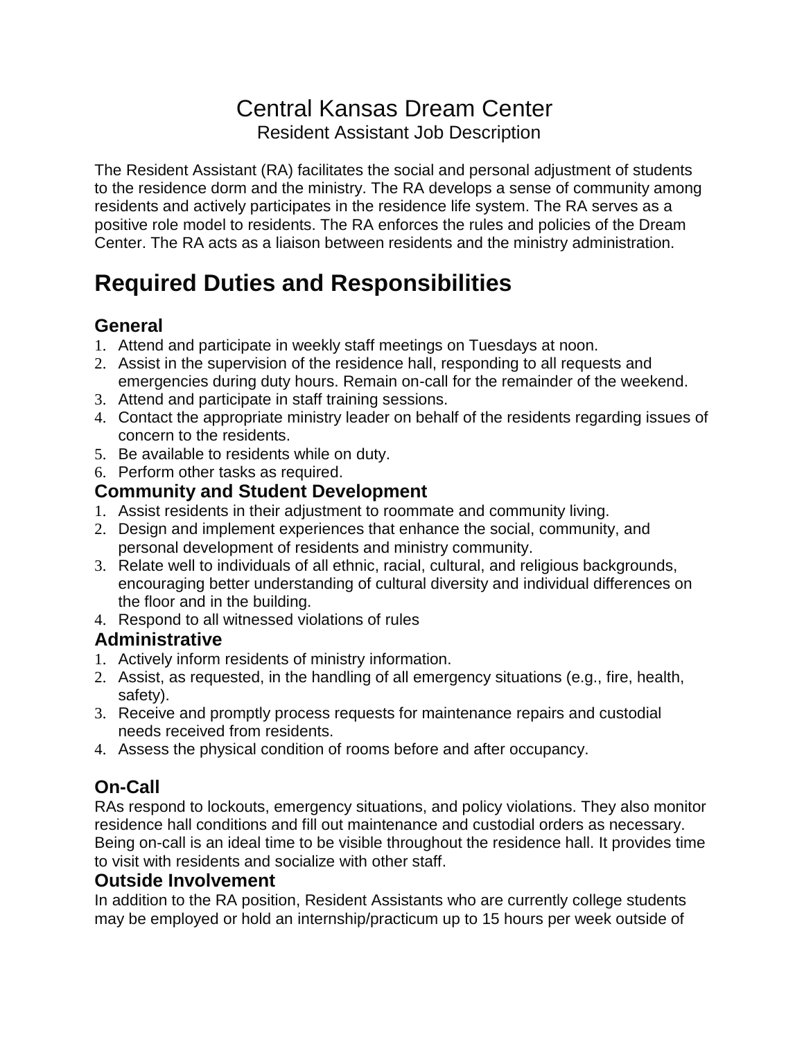# Central Kansas Dream Center

Resident Assistant Job Description

The Resident Assistant (RA) facilitates the social and personal adjustment of students to the residence dorm and the ministry. The RA develops a sense of community among residents and actively participates in the residence life system. The RA serves as a positive role model to residents. The RA enforces the rules and policies of the Dream Center. The RA acts as a liaison between residents and the ministry administration.

## Required Duties and Responsibilities

### General

1. Attend and participate in weekly staff meetings on Tuesdays at noon.
2. Assist in the supervision of the residence hall, responding to all requests and emergencies during duty hours. Remain on-call for the remainder of the weekend.
3. Attend and participate in staff training sessions.
4. Contact the appropriate ministry leader on behalf of the residents regarding issues of concern to the residents.
5. Be available to residents while on duty.
6. Perform other tasks as required.

### Community and Student Development

1. Assist residents in their adjustment to roommate and community living.
2. Design and implement experiences that enhance the social, community, and personal development of residents and ministry community.
3. Relate well to individuals of all ethnic, racial, cultural, and religious backgrounds, encouraging better understanding of cultural diversity and individual differences on the floor and in the building.
4. Respond to all witnessed violations of rules

### Administrative

1. Actively inform residents of ministry information.
2. Assist, as requested, in the handling of all emergency situations (e.g., fire, health, safety).
3. Receive and promptly process requests for maintenance repairs and custodial needs received from residents.
4. Assess the physical condition of rooms before and after occupancy.

### On-Call

RAs respond to lockouts, emergency situations, and policy violations. They also monitor residence hall conditions and fill out maintenance and custodial orders as necessary. Being on-call is an ideal time to be visible throughout the residence hall. It provides time to visit with residents and socialize with other staff.

### Outside Involvement

In addition to the RA position, Resident Assistants who are currently college students may be employed or hold an internship/practicum up to 15 hours per week outside of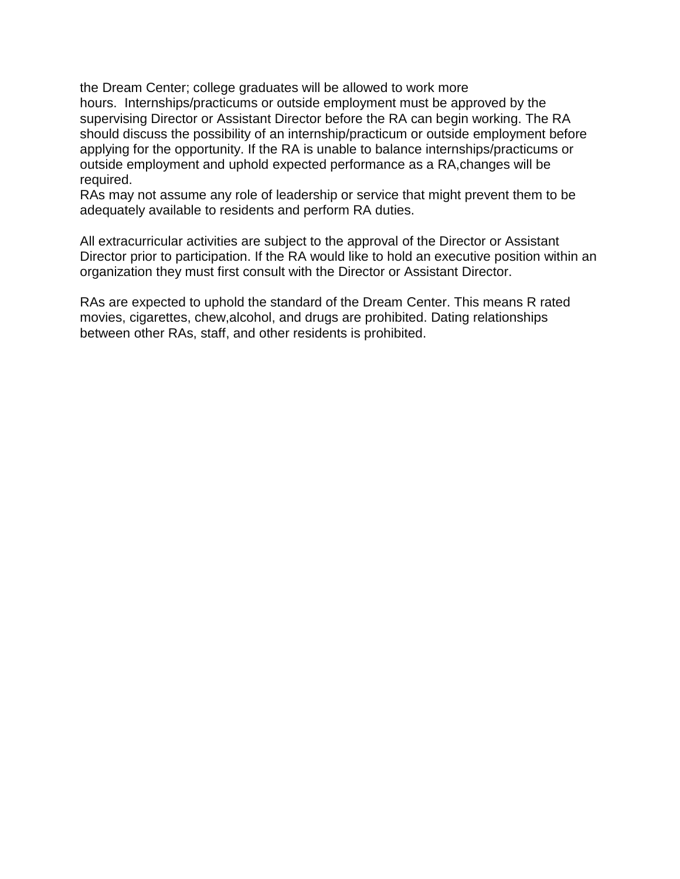the Dream Center; college graduates will be allowed to work more hours. Internships/practicums or outside employment must be approved by the supervising Director or Assistant Director before the RA can begin working. The RA should discuss the possibility of an internship/practicum or outside employment before applying for the opportunity. If the RA is unable to balance internships/practicums or outside employment and uphold expected performance as a RA,changes will be required.

RAs may not assume any role of leadership or service that might prevent them to be adequately available to residents and perform RA duties.

All extracurricular activities are subject to the approval of the Director or Assistant Director prior to participation. If the RA would like to hold an executive position within an organization they must first consult with the Director or Assistant Director.

RAs are expected to uphold the standard of the Dream Center. This means R rated movies, cigarettes, chew,alcohol, and drugs are prohibited. Dating relationships between other RAs, staff, and other residents is prohibited.